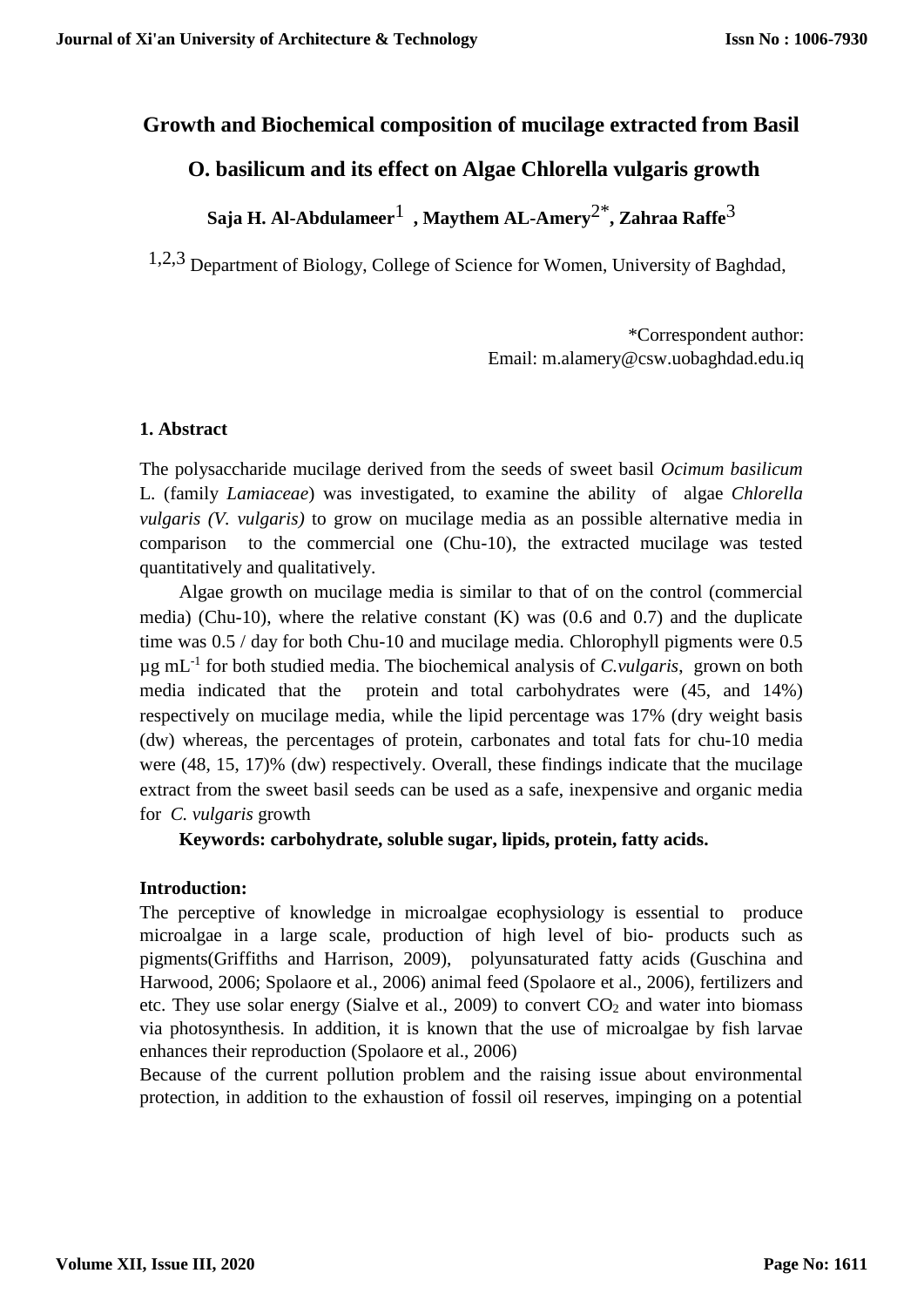# Growth and Biochemical composition of mucilage extracted from Basil O. basilicum and its effect on Algae Chlorella vulgaris growth

**Saja H. Al-Abdulameer[1], Maythem AL-Amery[2*], Zahraa Raffe[3]**

[1,2,3] Department of Biology, College of Science for Women, University of Baghdad,

*Correspondent author:
Email: m.alamery@csw.uobaghdad.edu.iq

## 1. Abstract

The polysaccharide mucilage derived from the seeds of sweet basil *Ocimum basilicum* L. (family *Lamiaceae*) was investigated, to examine the ability of algae *Chlorella vulgaris (V. vulgaris)* to grow on mucilage media as an possible alternative media in comparison to the commercial one (Chu-10), the extracted mucilage was tested quantitatively and qualitatively.

Algae growth on mucilage media is similar to that of on the control (commercial media) (Chu-10), where the relative constant (K) was (0.6 and 0.7) and the duplicate time was 0.5 / day for both Chu-10 and mucilage media. Chlorophyll pigments were 0.5 µg $mL^{-1}$ for both studied media. The biochemical analysis of *C.vulgaris*, grown on both media indicated that the protein and total carbohydrates were (45, and 14%) respectively on mucilage media, while the lipid percentage was 17% (dry weight basis (dw) whereas, the percentages of protein, carbonates and total fats for chu-10 media were (48, 15, 17)% (dw) respectively. Overall, these findings indicate that the mucilage extract from the sweet basil seeds can be used as a safe, inexpensive and organic media for *C. vulgaris* growth

**Keywords: carbohydrate, soluble sugar, lipids, protein, fatty acids.**

## Introduction:

The perceptive of knowledge in microalgae ecophysiology is essential to produce microalgae in a large scale, production of high level of bio- products such as pigments(Griffiths and Harrison, 2009), polyunsaturated fatty acids (Guschina and Harwood, 2006; Spolaore et al., 2006) animal feed (Spolaore et al., 2006), fertilizers and etc. They use solar energy (Sialve et al., 2009) to convert $CO_2$ and water into biomass via photosynthesis. In addition, it is known that the use of microalgae by fish larvae enhances their reproduction (Spolaore et al., 2006)

Because of the current pollution problem and the raising issue about environmental protection, in addition to the exhaustion of fossil oil reserves, impinging on a potential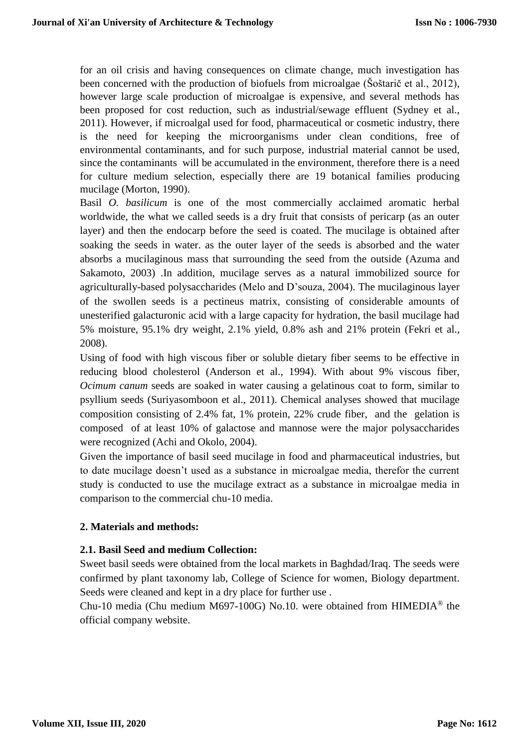for an oil crisis and having consequences on climate change, much investigation has been concerned with the production of biofuels from microalgae (Šoštarič et al., 2012), however large scale production of microalgae is expensive, and several methods has been proposed for cost reduction, such as industrial/sewage effluent (Sydney et al., 2011). However, if microalgal used for food, pharmaceutical or cosmetic industry, there is the need for keeping the microorganisms under clean conditions, free of environmental contaminants, and for such purpose, industrial material cannot be used, since the contaminants will be accumulated in the environment, therefore there is a need for culture medium selection, especially there are 19 botanical families producing mucilage (Morton, 1990).

Basil *O. basilicum* is one of the most commercially acclaimed aromatic herbal worldwide, the what we called seeds is a dry fruit that consists of pericarp (as an outer layer) and then the endocarp before the seed is coated. The mucilage is obtained after soaking the seeds in water. as the outer layer of the seeds is absorbed and the water absorbs a mucilaginous mass that surrounding the seed from the outside (Azuma and Sakamoto, 2003) .In addition, mucilage serves as a natural immobilized source for agriculturally-based polysaccharides (Melo and D'souza, 2004). The mucilaginous layer of the swollen seeds is a pectineus matrix, consisting of considerable amounts of unesterified galacturonic acid with a large capacity for hydration, the basil mucilage had 5% moisture, 95.1% dry weight, 2.1% yield, 0.8% ash and 21% protein (Fekri et al., 2008).

Using of food with high viscous fiber or soluble dietary fiber seems to be effective in reducing blood cholesterol (Anderson et al., 1994). With about 9% viscous fiber, *Ocimum canum* seeds are soaked in water causing a gelatinous coat to form, similar to psyllium seeds (Suriyasomboon et al., 2011). Chemical analyses showed that mucilage composition consisting of 2.4% fat, 1% protein, 22% crude fiber, and the gelation is composed of at least 10% of galactose and mannose were the major polysaccharides were recognized (Achi and Okolo, 2004).

Given the importance of basil seed mucilage in food and pharmaceutical industries, but to date mucilage doesn't used as a substance in microalgae media, therefor the current study is conducted to use the mucilage extract as a substance in microalgae media in comparison to the commercial chu-10 media.

## 2. Materials and methods:

### 2.1. Basil Seed and medium Collection:

Sweet basil seeds were obtained from the local markets in Baghdad/Iraq. The seeds were confirmed by plant taxonomy lab, College of Science for women, Biology department. Seeds were cleaned and kept in a dry place for further use .

Chu-10 media (Chu medium M697-100G) No.10. were obtained from HIMEDIA® the official company website.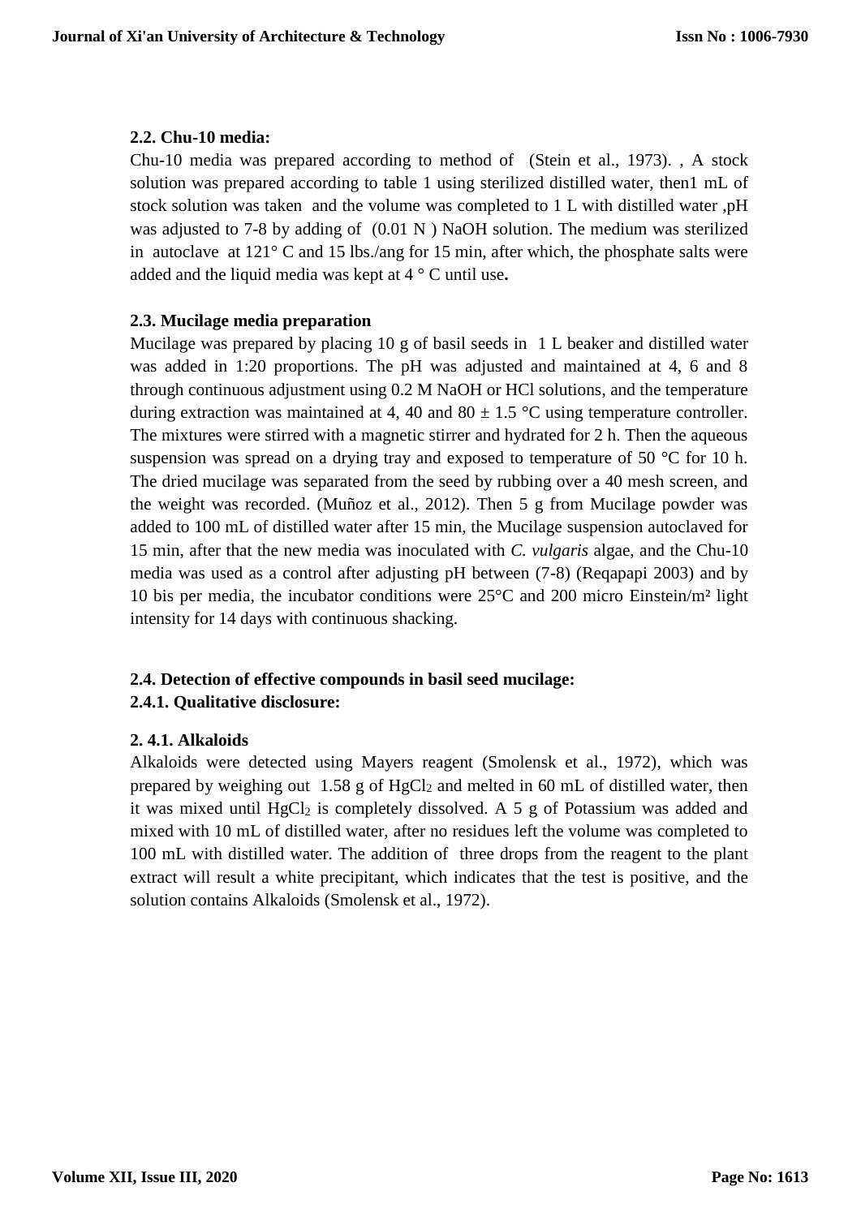### 2.2. Chu-10 media:

Chu-10 media was prepared according to method of (Stein et al., 1973). , A stock solution was prepared according to table 1 using sterilized distilled water, then1 mL of stock solution was taken and the volume was completed to 1 L with distilled water ,pH was adjusted to 7-8 by adding of (0.01 N ) NaOH solution. The medium was sterilized in autoclave at 121° C and 15 lbs./ang for 15 min, after which, the phosphate salts were added and the liquid media was kept at 4 ° C until use**.**

### 2.3. Mucilage media preparation

Mucilage was prepared by placing 10 g of basil seeds in 1 L beaker and distilled water was added in 1:20 proportions. The pH was adjusted and maintained at 4, 6 and 8 through continuous adjustment using 0.2 M NaOH or HCl solutions, and the temperature during extraction was maintained at 4, 40 and 80 ± 1.5 °C using temperature controller. The mixtures were stirred with a magnetic stirrer and hydrated for 2 h. Then the aqueous suspension was spread on a drying tray and exposed to temperature of 50 °C for 10 h. The dried mucilage was separated from the seed by rubbing over a 40 mesh screen, and the weight was recorded. (Muñoz et al., 2012). Then 5 g from Mucilage powder was added to 100 mL of distilled water after 15 min, the Mucilage suspension autoclaved for 15 min, after that the new media was inoculated with *C. vulgaris* algae, and the Chu-10 media was used as a control after adjusting pH between (7-8) (Reqapapi 2003) and by 10 bis per media, the incubator conditions were 25°C and 200 micro Einstein/m² light intensity for 14 days with continuous shacking.

### 2.4. Detection of effective compounds in basil seed mucilage:

### 2.4.1. Qualitative disclosure:

### 2. 4.1. Alkaloids

Alkaloids were detected using Mayers reagent (Smolensk et al., 1972), which was prepared by weighing out 1.58 g of $HgCl_2$ and melted in 60 mL of distilled water, then it was mixed until $HgCl_2$ is completely dissolved. A 5 g of Potassium was added and mixed with 10 mL of distilled water, after no residues left the volume was completed to 100 mL with distilled water. The addition of three drops from the reagent to the plant extract will result a white precipitant, which indicates that the test is positive, and the solution contains Alkaloids (Smolensk et al., 1972).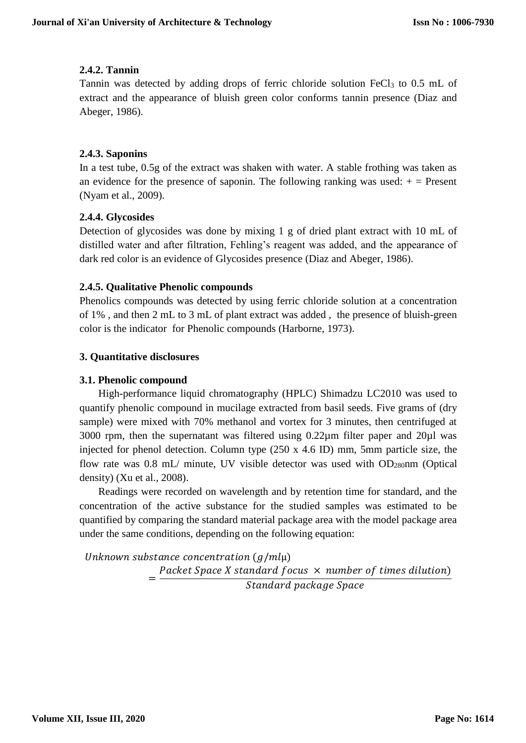### 2.4.2. Tannin

Tannin was detected by adding drops of ferric chloride solution $FeCl_3$ to 0.5 mL of extract and the appearance of bluish green color conforms tannin presence (Diaz and Abeger, 1986).

### 2.4.3. Saponins

In a test tube, 0.5g of the extract was shaken with water. A stable frothing was taken as an evidence for the presence of saponin. The following ranking was used: + = Present (Nyam et al., 2009).

### 2.4.4. Glycosides

Detection of glycosides was done by mixing 1 g of dried plant extract with 10 mL of distilled water and after filtration, Fehling's reagent was added, and the appearance of dark red color is an evidence of Glycosides presence (Diaz and Abeger, 1986).

### 2.4.5. Qualitative Phenolic compounds

Phenolics compounds was detected by using ferric chloride solution at a concentration of 1% , and then 2 mL to 3 mL of plant extract was added , the presence of bluish-green color is the indicator for Phenolic compounds (Harborne, 1973).

## 3. Quantitative disclosures

### 3.1. Phenolic compound

High-performance liquid chromatography (HPLC) Shimadzu LC2010 was used to quantify phenolic compound in mucilage extracted from basil seeds. Five grams of (dry sample) were mixed with 70% methanol and vortex for 3 minutes, then centrifuged at 3000 rpm, then the supernatant was filtered using 0.22µm filter paper and 20µl was injected for phenol detection. Column type (250 x 4.6 ID) mm, 5mm particle size, the flow rate was 0.8 mL/ minute, UV visible detector was used with $OD_{280}$nm (Optical density) (Xu et al., 2008).

Readings were recorded on wavelength and by retention time for standard, and the concentration of the active substance for the studied samples was estimated to be quantified by comparing the standard material package area with the model package area under the same conditions, depending on the following equation:

$$\textit{Unknown substance concentration } (g/ml\mu) = \frac{\textit{Packet Space X standard focus} \times \textit{number of times dilution})}{\textit{Standard package Space}}$$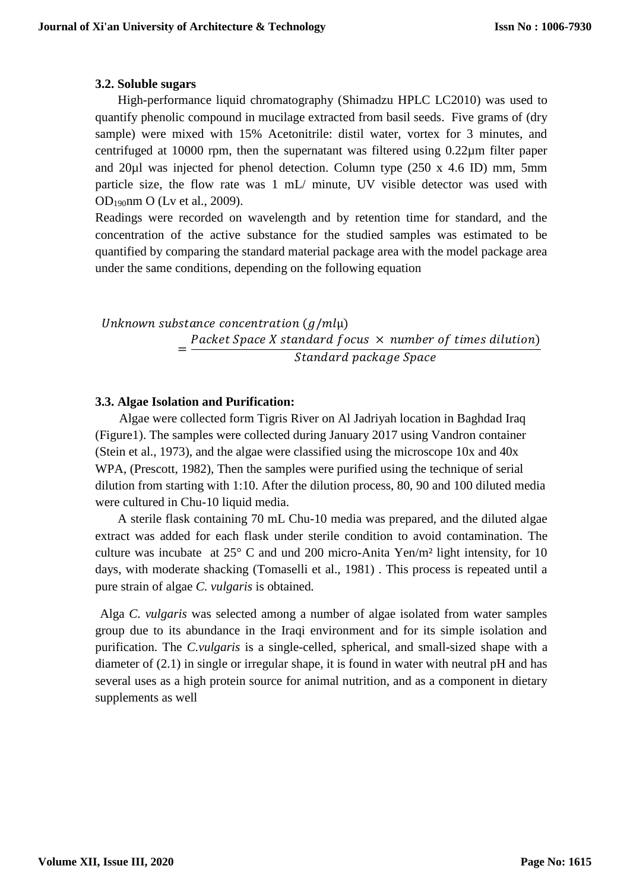### 3.2. Soluble sugars

High-performance liquid chromatography (Shimadzu HPLC LC2010) was used to quantify phenolic compound in mucilage extracted from basil seeds. Five grams of (dry sample) were mixed with 15% Acetonitrile: distil water, vortex for 3 minutes, and centrifuged at 10000 rpm, then the supernatant was filtered using 0.22µm filter paper and 20µl was injected for phenol detection. Column type (250 x 4.6 ID) mm, 5mm particle size, the flow rate was 1 mL/ minute, UV visible detector was used with $OD_{190}$nm O (Lv et al., 2009).

Readings were recorded on wavelength and by retention time for standard, and the concentration of the active substance for the studied samples was estimated to be quantified by comparing the standard material package area with the model package area under the same conditions, depending on the following equation

$$\textit{Unknown substance concentration } (g/ml\mu) = \frac{\textit{Packet Space X standard focus } \times \textit{ number of times dilution})}{\textit{Standard package Space}}$$

### 3.3. Algae Isolation and Purification:

Algae were collected form Tigris River on Al Jadriyah location in Baghdad Iraq (Figure1). The samples were collected during January 2017 using Vandron container (Stein et al., 1973), and the algae were classified using the microscope 10x and 40x WPA, (Prescott, 1982), Then the samples were purified using the technique of serial dilution from starting with 1:10. After the dilution process, 80, 90 and 100 diluted media were cultured in Chu-10 liquid media.

A sterile flask containing 70 mL Chu-10 media was prepared, and the diluted algae extract was added for each flask under sterile condition to avoid contamination. The culture was incubate at 25° C and und 200 micro-Anita Yen/m² light intensity, for 10 days, with moderate shacking (Tomaselli et al., 1981) . This process is repeated until a pure strain of algae *C. vulgaris* is obtained.

Alga *C. vulgaris* was selected among a number of algae isolated from water samples group due to its abundance in the Iraqi environment and for its simple isolation and purification. The *C.vulgaris* is a single-celled, spherical, and small-sized shape with a diameter of (2.1) in single or irregular shape, it is found in water with neutral pH and has several uses as a high protein source for animal nutrition, and as a component in dietary supplements as well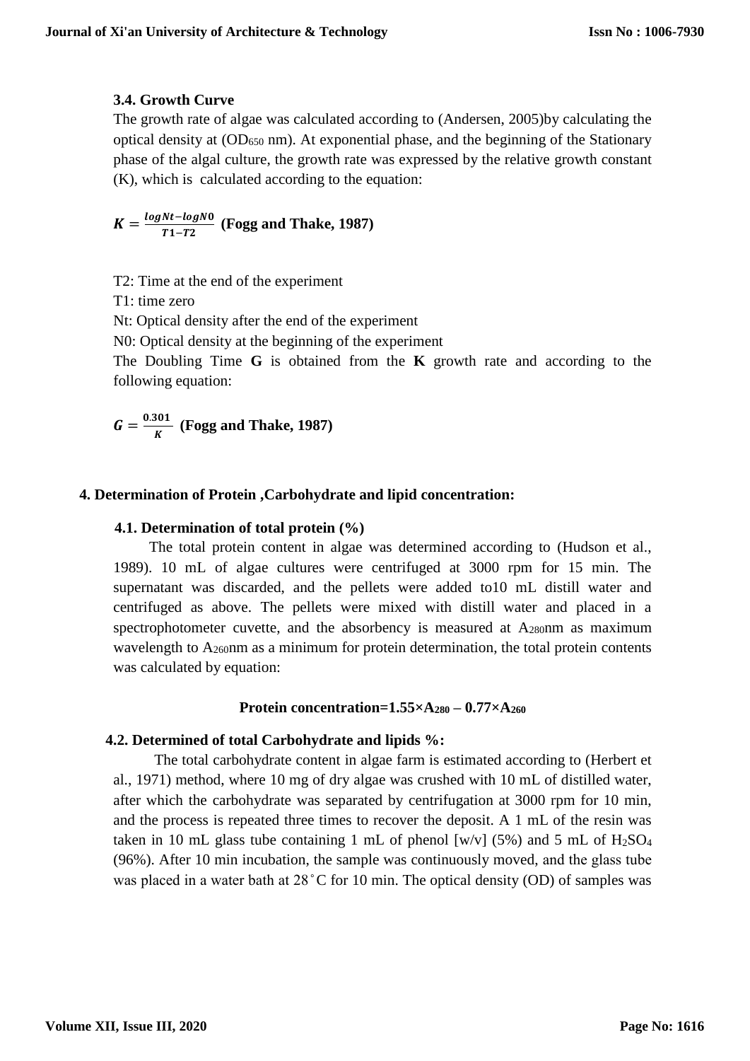### 3.4. Growth Curve

The growth rate of algae was calculated according to (Andersen, 2005)by calculating the optical density at ($OD_{650}$ nm). At exponential phase, and the beginning of the Stationary phase of the algal culture, the growth rate was expressed by the relative growth constant (K), which is calculated according to the equation:

$$K = \frac{logNt - logN0}{T1 - T2}$$ **(Fogg and Thake, 1987)**

T2: Time at the end of the experiment

T1: time zero

Nt: Optical density after the end of the experiment

N0: Optical density at the beginning of the experiment

The Doubling Time **G** is obtained from the **K** growth rate and according to the following equation:

$$G = \frac{0.301}{K}$$ **(Fogg and Thake, 1987)**

## 4. Determination of Protein ,Carbohydrate and lipid concentration:

### 4.1. Determination of total protein (%)

The total protein content in algae was determined according to (Hudson et al., 1989). 10 mL of algae cultures were centrifuged at 3000 rpm for 15 min. The supernatant was discarded, and the pellets were added to10 mL distill water and centrifuged as above. The pellets were mixed with distill water and placed in a spectrophotometer cuvette, and the absorbency is measured at $A_{280}$nm as maximum wavelength to $A_{260}$nm as a minimum for protein determination, the total protein contents was calculated by equation:

$$\textbf{Protein concentration} = 1.55 \times A_{280} - 0.77 \times A_{260}$$

### 4.2. Determined of total Carbohydrate and lipids %:

The total carbohydrate content in algae farm is estimated according to (Herbert et al., 1971) method, where 10 mg of dry algae was crushed with 10 mL of distilled water, after which the carbohydrate was separated by centrifugation at 3000 rpm for 10 min, and the process is repeated three times to recover the deposit. A 1 mL of the resin was taken in 10 mL glass tube containing 1 mL of phenol [w/v] (5%) and 5 mL of $H_2SO_4$ (96%). After 10 min incubation, the sample was continuously moved, and the glass tube was placed in a water bath at 28˚C for 10 min. The optical density (OD) of samples was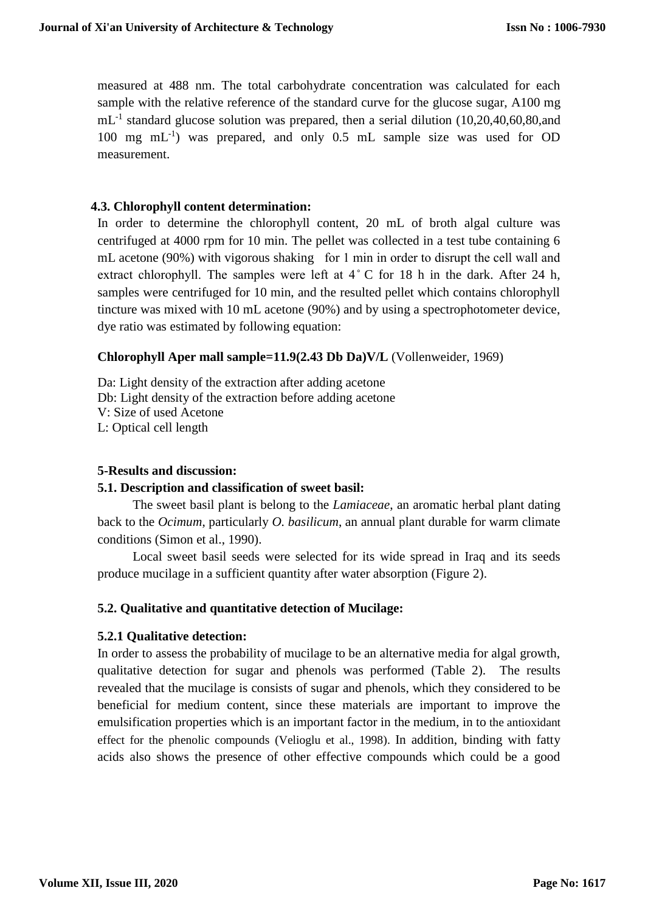measured at 488 nm. The total carbohydrate concentration was calculated for each sample with the relative reference of the standard curve for the glucose sugar, A100 mg $mL^{-1}$ standard glucose solution was prepared, then a serial dilution (10,20,40,60,80,and 100 mg $mL^{-1}$) was prepared, and only 0.5 mL sample size was used for OD measurement.

### 4.3. Chlorophyll content determination:

In order to determine the chlorophyll content, 20 mL of broth algal culture was centrifuged at 4000 rpm for 10 min. The pellet was collected in a test tube containing 6 mL acetone (90%) with vigorous shaking for 1 min in order to disrupt the cell wall and extract chlorophyll. The samples were left at 4˚C for 18 h in the dark. After 24 h, samples were centrifuged for 10 min, and the resulted pellet which contains chlorophyll tincture was mixed with 10 mL acetone (90%) and by using a spectrophotometer device, dye ratio was estimated by following equation:

**Chlorophyll Aper mall sample=11.9(2.43 Db Da)V/L** (Vollenweider, 1969)

Da: Light density of the extraction after adding acetone
Db: Light density of the extraction before adding acetone
V: Size of used Acetone
L: Optical cell length

## 5-Results and discussion:

### 5.1. Description and classification of sweet basil:

The sweet basil plant is belong to the *Lamiaceae*, an aromatic herbal plant dating back to the *Ocimum*, particularly *O. basilicum*, an annual plant durable for warm climate conditions (Simon et al., 1990).

Local sweet basil seeds were selected for its wide spread in Iraq and its seeds produce mucilage in a sufficient quantity after water absorption (Figure 2).

### 5.2. Qualitative and quantitative detection of Mucilage:

#### 5.2.1 Qualitative detection:

In order to assess the probability of mucilage to be an alternative media for algal growth, qualitative detection for sugar and phenols was performed (Table 2). The results revealed that the mucilage is consists of sugar and phenols, which they considered to be beneficial for medium content, since these materials are important to improve the emulsification properties which is an important factor in the medium, in to the antioxidant effect for the phenolic compounds (Velioglu et al., 1998). In addition, binding with fatty acids also shows the presence of other effective compounds which could be a good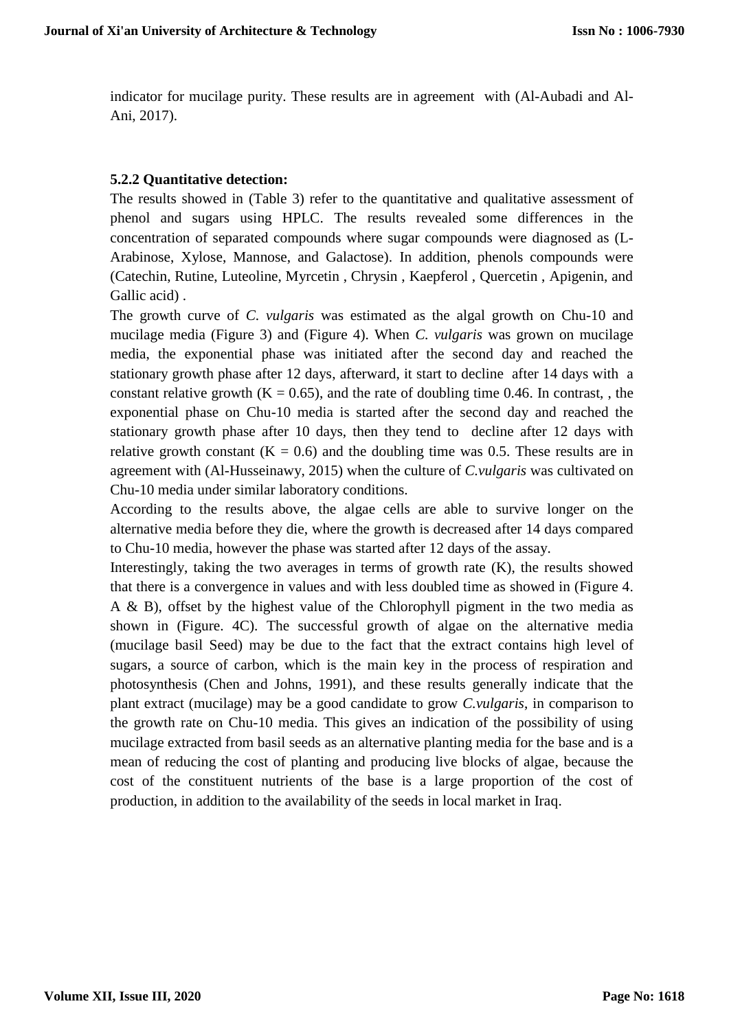indicator for mucilage purity. These results are in agreement with (Al-Aubadi and Al-Ani, 2017).

### 5.2.2 Quantitative detection:

The results showed in (Table 3) refer to the quantitative and qualitative assessment of phenol and sugars using HPLC. The results revealed some differences in the concentration of separated compounds where sugar compounds were diagnosed as (L-Arabinose, Xylose, Mannose, and Galactose). In addition, phenols compounds were (Catechin, Rutine, Luteoline, Myrcetin , Chrysin , Kaepferol , Quercetin , Apigenin, and Gallic acid) .

The growth curve of *C. vulgaris* was estimated as the algal growth on Chu-10 and mucilage media (Figure 3) and (Figure 4). When *C. vulgaris* was grown on mucilage media, the exponential phase was initiated after the second day and reached the stationary growth phase after 12 days, afterward, it start to decline after 14 days with a constant relative growth ($K = 0.65$), and the rate of doubling time 0.46. In contrast, , the exponential phase on Chu-10 media is started after the second day and reached the stationary growth phase after 10 days, then they tend to decline after 12 days with relative growth constant ($K = 0.6$) and the doubling time was 0.5. These results are in agreement with (Al-Husseinawy, 2015) when the culture of *C.vulgaris* was cultivated on Chu-10 media under similar laboratory conditions.

According to the results above, the algae cells are able to survive longer on the alternative media before they die, where the growth is decreased after 14 days compared to Chu-10 media, however the phase was started after 12 days of the assay.

Interestingly, taking the two averages in terms of growth rate (K), the results showed that there is a convergence in values and with less doubled time as showed in (Figure 4. A & B), offset by the highest value of the Chlorophyll pigment in the two media as shown in (Figure. 4C). The successful growth of algae on the alternative media (mucilage basil Seed) may be due to the fact that the extract contains high level of sugars, a source of carbon, which is the main key in the process of respiration and photosynthesis (Chen and Johns, 1991), and these results generally indicate that the plant extract (mucilage) may be a good candidate to grow *C.vulgaris*, in comparison to the growth rate on Chu-10 media. This gives an indication of the possibility of using mucilage extracted from basil seeds as an alternative planting media for the base and is a mean of reducing the cost of planting and producing live blocks of algae, because the cost of the constituent nutrients of the base is a large proportion of the cost of production, in addition to the availability of the seeds in local market in Iraq.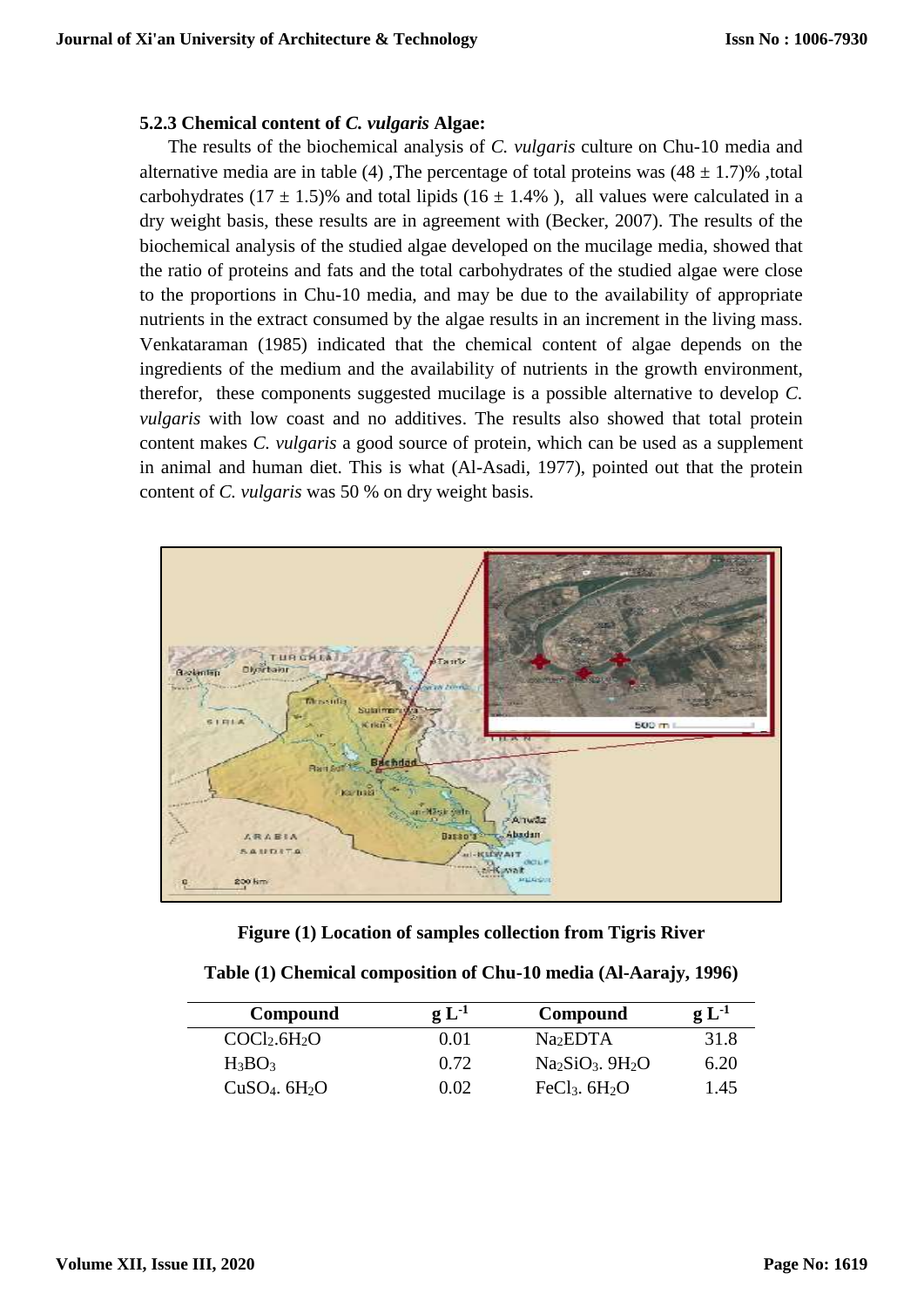### 5.2.3 Chemical content of *C. vulgaris* Algae:

The results of the biochemical analysis of *C. vulgaris* culture on Chu-10 media and alternative media are in table (4) ,The percentage of total proteins was (48 ± 1.7)% ,total carbohydrates (17 ± 1.5)% and total lipids (16 ± 1.4% ), all values were calculated in a dry weight basis, these results are in agreement with (Becker, 2007). The results of the biochemical analysis of the studied algae developed on the mucilage media, showed that the ratio of proteins and fats and the total carbohydrates of the studied algae were close to the proportions in Chu-10 media, and may be due to the availability of appropriate nutrients in the extract consumed by the algae results in an increment in the living mass. Venkataraman (1985) indicated that the chemical content of algae depends on the ingredients of the medium and the availability of nutrients in the growth environment, therefor, these components suggested mucilage is a possible alternative to develop *C. vulgaris* with low coast and no additives. The results also showed that total protein content makes *C. vulgaris* a good source of protein, which can be used as a supplement in animal and human diet. This is what (Al-Asadi, 1977), pointed out that the protein content of *C. vulgaris* was 50 % on dry weight basis.

**Figure (1) Location of samples collection from Tigris River**

**Table (1) Chemical composition of Chu-10 media (Al-Aarajy, 1996)**

| Compound | $g\ L^{-1}$ | Compound | $g\ L^{-1}$ |
|---|---|---|---|
| $COCl_2.6H_2O$ | 0.01 | $Na_2EDTA$ | 31.8 |
| $H_3BO_3$ | 0.72 | $Na_2SiO_3.\ 9H_2O$ | 6.20 |
| $CuSO_4.\ 6H_2O$ | 0.02 | $FeCl_3.\ 6H_2O$ | 1.45 |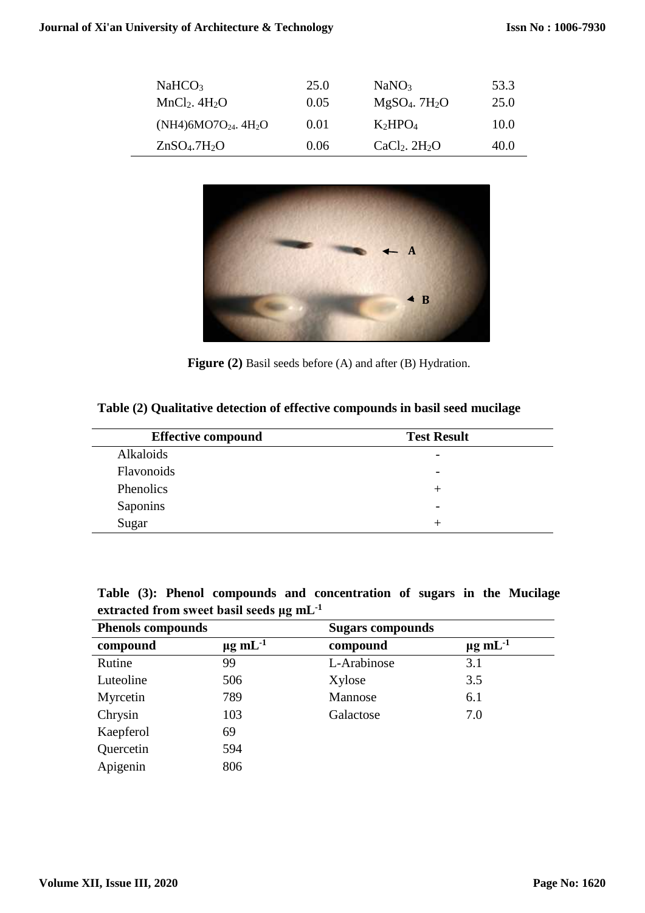| | | | |
|---|---|---|---|
| $NaHCO_3$ | 25.0 | $NaNO_3$ | 53.3 |
| $MnCl_2.\ 4H_2O$ | 0.05 | $MgSO_4.\ 7H_2O$ | 25.0 |
| (NH4)6MO7$O_{24}.\ 4H_2O$ | 0.01 | $K_2HPO_4$ | 10.0 |
| $ZnSO_4.7H_2O$ | 0.06 | $CaCl_2.\ 2H_2O$ | 40.0 |

**Figure (2)** Basil seeds before (A) and after (B) Hydration.

**Table (2) Qualitative detection of effective compounds in basil seed mucilage**

| Effective compound | Test Result |
|---|---|
| Alkaloids | - |
| Flavonoids | - |
| Phenolics | + |
| Saponins | - |
| Sugar | + |

**Table (3): Phenol compounds and concentration of sugars in the Mucilage extracted from sweet basil seeds µg mL$^{-1}$**

| Phenols compounds | | Sugars compounds | |
|---|---|---|---|
| **compound** | **µg mL$^{-1}$** | **compound** | **µg mL$^{-1}$** |
| Rutine | 99 | L-Arabinose | 3.1 |
| Luteoline | 506 | Xylose | 3.5 |
| Myrcetin | 789 | Mannose | 6.1 |
| Chrysin | 103 | Galactose | 7.0 |
| Kaepferol | 69 | | |
| Quercetin | 594 | | |
| Apigenin | 806 | | |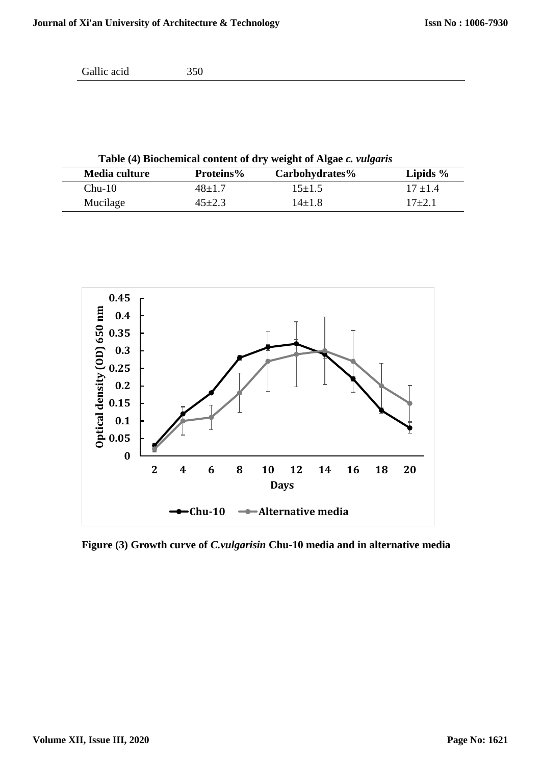| Gallic acid | 350 |
|---|---|

**Table (4) Biochemical content of dry weight of Algae *c. vulgaris***

| Media culture | Proteins% | Carbohydrates% | Lipids % |
|---|---|---|---|
| Chu-10 | 48±1.7 | 15±1.5 | 17 ±1.4 |
| Mucilage | 45±2.3 | 14±1.8 | 17±2.1 |

**Figure (3) Growth curve of *C.vulgarisin* Chu-10 media and in alternative media**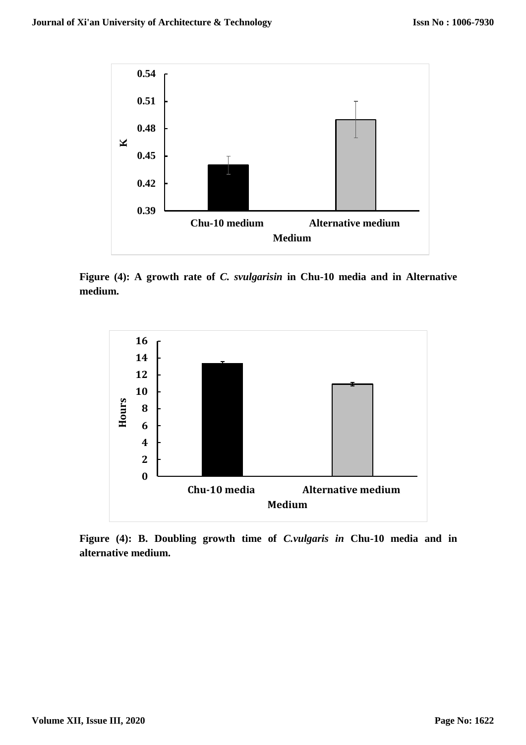**Figure (4): A growth rate of *C. svulgarisin* in Chu-10 media and in Alternative medium.**

**Figure (4): B. Doubling growth time of *C.vulgaris in* Chu-10 media and in alternative medium.**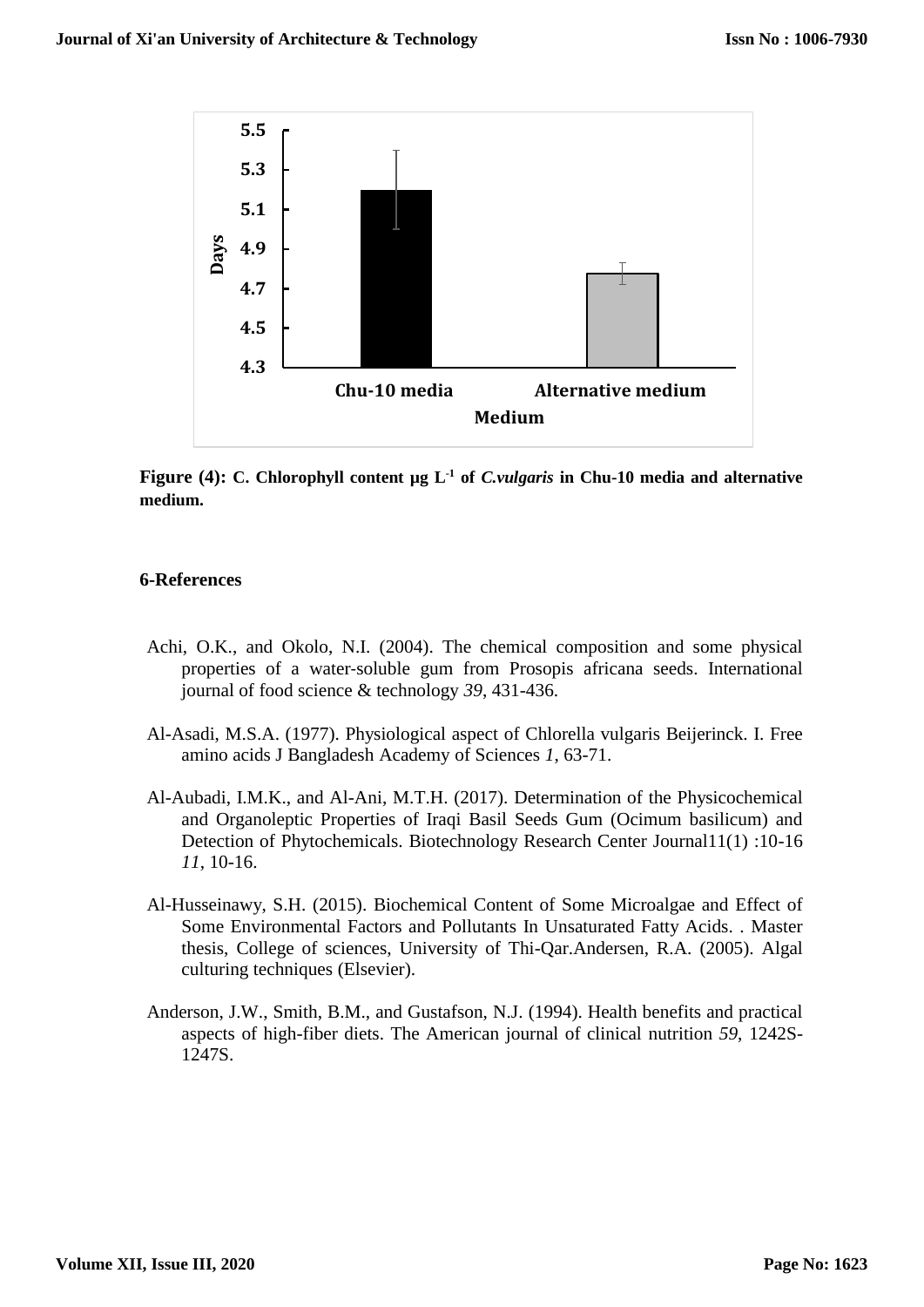**Figure (4):** **C. Chlorophyll content µg L$^{-1}$ of *C.vulgaris* in Chu-10 media and alternative medium.**

## 6-References

Achi, O.K., and Okolo, N.I. (2004). The chemical composition and some physical properties of a water-soluble gum from Prosopis africana seeds. International journal of food science & technology *39*, 431-436.

Al-Asadi, M.S.A. (1977). Physiological aspect of Chlorella vulgaris Beijerinck. I. Free amino acids J Bangladesh Academy of Sciences *1*, 63-71.

Al-Aubadi, I.M.K., and Al-Ani, M.T.H. (2017). Determination of the Physicochemical and Organoleptic Properties of Iraqi Basil Seeds Gum (Ocimum basilicum) and Detection of Phytochemicals. Biotechnology Research Center Journal11(1) :10-16 *11*, 10-16.

Al-Husseinawy, S.H. (2015). Biochemical Content of Some Microalgae and Effect of Some Environmental Factors and Pollutants In Unsaturated Fatty Acids. . Master thesis, College of sciences, University of Thi-Qar.Andersen, R.A. (2005). Algal culturing techniques (Elsevier).

Anderson, J.W., Smith, B.M., and Gustafson, N.J. (1994). Health benefits and practical aspects of high-fiber diets. The American journal of clinical nutrition *59*, 1242S-1247S.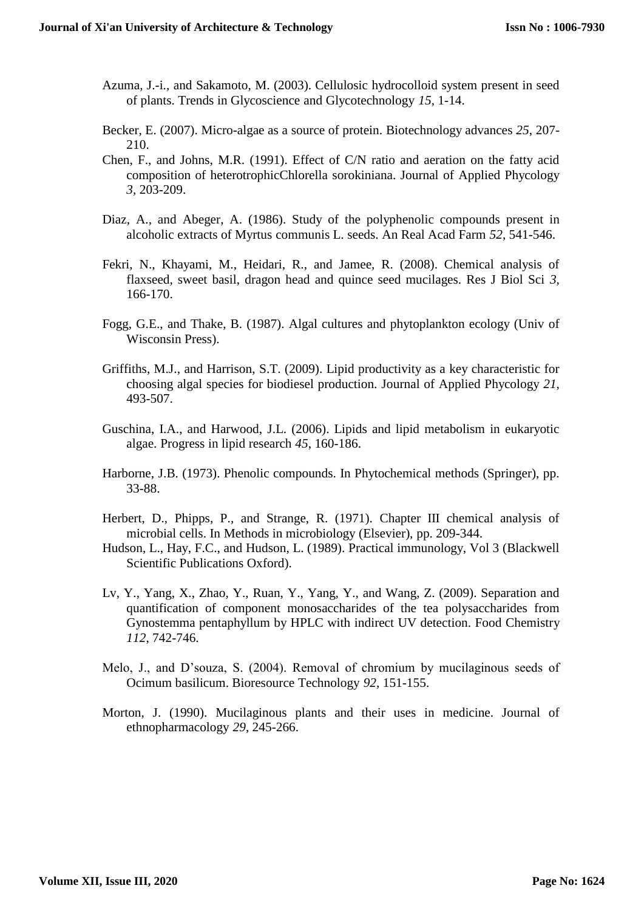Azuma, J.-i., and Sakamoto, M. (2003). Cellulosic hydrocolloid system present in seed of plants. Trends in Glycoscience and Glycotechnology *15*, 1-14.

Becker, E. (2007). Micro-algae as a source of protein. Biotechnology advances *25*, 207-210.

Chen, F., and Johns, M.R. (1991). Effect of C/N ratio and aeration on the fatty acid composition of heterotrophicChlorella sorokiniana. Journal of Applied Phycology *3*, 203-209.

Diaz, A., and Abeger, A. (1986). Study of the polyphenolic compounds present in alcoholic extracts of Myrtus communis L. seeds. An Real Acad Farm *52*, 541-546.

Fekri, N., Khayami, M., Heidari, R., and Jamee, R. (2008). Chemical analysis of flaxseed, sweet basil, dragon head and quince seed mucilages. Res J Biol Sci *3*, 166-170.

Fogg, G.E., and Thake, B. (1987). Algal cultures and phytoplankton ecology (Univ of Wisconsin Press).

Griffiths, M.J., and Harrison, S.T. (2009). Lipid productivity as a key characteristic for choosing algal species for biodiesel production. Journal of Applied Phycology *21*, 493-507.

Guschina, I.A., and Harwood, J.L. (2006). Lipids and lipid metabolism in eukaryotic algae. Progress in lipid research *45*, 160-186.

Harborne, J.B. (1973). Phenolic compounds. In Phytochemical methods (Springer), pp. 33-88.

Herbert, D., Phipps, P., and Strange, R. (1971). Chapter III chemical analysis of microbial cells. In Methods in microbiology (Elsevier), pp. 209-344.

Hudson, L., Hay, F.C., and Hudson, L. (1989). Practical immunology, Vol 3 (Blackwell Scientific Publications Oxford).

Lv, Y., Yang, X., Zhao, Y., Ruan, Y., Yang, Y., and Wang, Z. (2009). Separation and quantification of component monosaccharides of the tea polysaccharides from Gynostemma pentaphyllum by HPLC with indirect UV detection. Food Chemistry *112*, 742-746.

Melo, J., and D'souza, S. (2004). Removal of chromium by mucilaginous seeds of Ocimum basilicum. Bioresource Technology *92*, 151-155.

Morton, J. (1990). Mucilaginous plants and their uses in medicine. Journal of ethnopharmacology *29*, 245-266.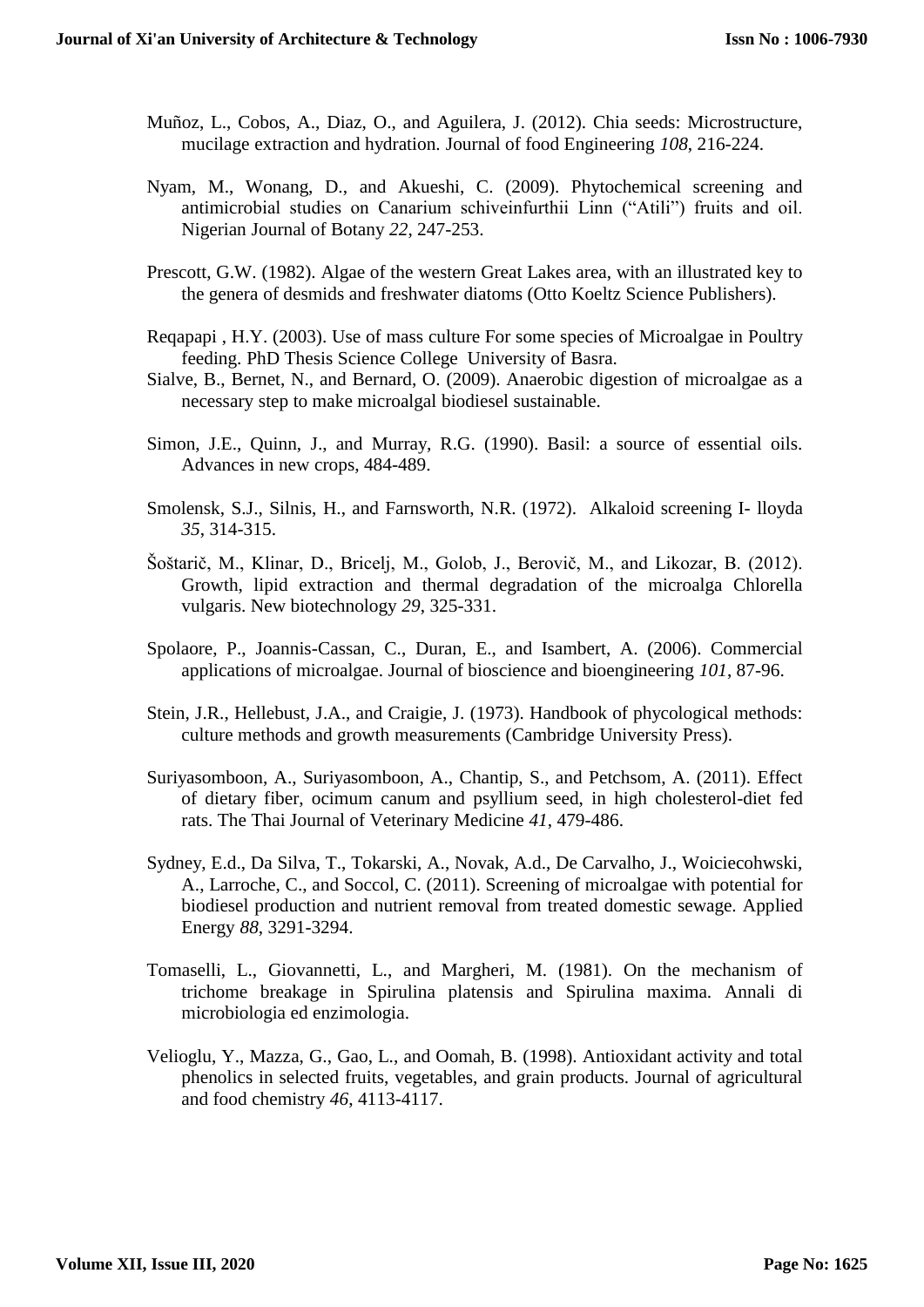Muñoz, L., Cobos, A., Diaz, O., and Aguilera, J. (2012). Chia seeds: Microstructure, mucilage extraction and hydration. Journal of food Engineering *108*, 216-224.

Nyam, M., Wonang, D., and Akueshi, C. (2009). Phytochemical screening and antimicrobial studies on Canarium schiveinfurthii Linn ("Atili") fruits and oil. Nigerian Journal of Botany *22*, 247-253.

Prescott, G.W. (1982). Algae of the western Great Lakes area, with an illustrated key to the genera of desmids and freshwater diatoms (Otto Koeltz Science Publishers).

Reqapapi , H.Y. (2003). Use of mass culture For some species of Microalgae in Poultry feeding. PhD Thesis Science College University of Basra.

Sialve, B., Bernet, N., and Bernard, O. (2009). Anaerobic digestion of microalgae as a necessary step to make microalgal biodiesel sustainable.

Simon, J.E., Quinn, J., and Murray, R.G. (1990). Basil: a source of essential oils. Advances in new crops, 484-489.

Smolensk, S.J., Silnis, H., and Farnsworth, N.R. (1972). Alkaloid screening I- lloyda *35*, 314-315.

Šoštarič, M., Klinar, D., Bricelj, M., Golob, J., Berovič, M., and Likozar, B. (2012). Growth, lipid extraction and thermal degradation of the microalga Chlorella vulgaris. New biotechnology *29*, 325-331.

Spolaore, P., Joannis-Cassan, C., Duran, E., and Isambert, A. (2006). Commercial applications of microalgae. Journal of bioscience and bioengineering *101*, 87-96.

Stein, J.R., Hellebust, J.A., and Craigie, J. (1973). Handbook of phycological methods: culture methods and growth measurements (Cambridge University Press).

Suriyasomboon, A., Suriyasomboon, A., Chantip, S., and Petchsom, A. (2011). Effect of dietary fiber, ocimum canum and psyllium seed, in high cholesterol-diet fed rats. The Thai Journal of Veterinary Medicine *41*, 479-486.

Sydney, E.d., Da Silva, T., Tokarski, A., Novak, A.d., De Carvalho, J., Woiciecohwski, A., Larroche, C., and Soccol, C. (2011). Screening of microalgae with potential for biodiesel production and nutrient removal from treated domestic sewage. Applied Energy *88*, 3291-3294.

Tomaselli, L., Giovannetti, L., and Margheri, M. (1981). On the mechanism of trichome breakage in Spirulina platensis and Spirulina maxima. Annali di microbiologia ed enzimologia.

Velioglu, Y., Mazza, G., Gao, L., and Oomah, B. (1998). Antioxidant activity and total phenolics in selected fruits, vegetables, and grain products. Journal of agricultural and food chemistry *46*, 4113-4117.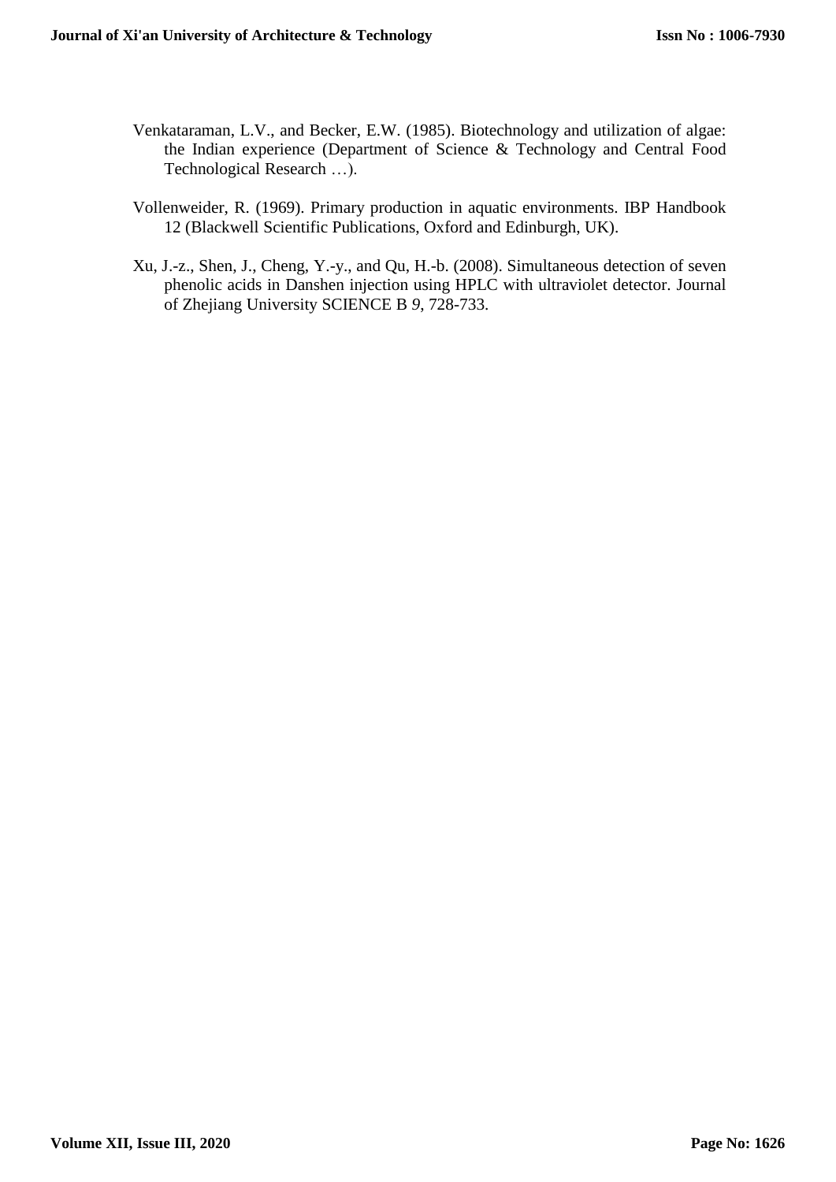Venkataraman, L.V., and Becker, E.W. (1985). Biotechnology and utilization of algae: the Indian experience (Department of Science & Technology and Central Food Technological Research …).

Vollenweider, R. (1969). Primary production in aquatic environments. IBP Handbook 12 (Blackwell Scientific Publications, Oxford and Edinburgh, UK).

Xu, J.-z., Shen, J., Cheng, Y.-y., and Qu, H.-b. (2008). Simultaneous detection of seven phenolic acids in Danshen injection using HPLC with ultraviolet detector. Journal of Zhejiang University SCIENCE B *9*, 728-733.